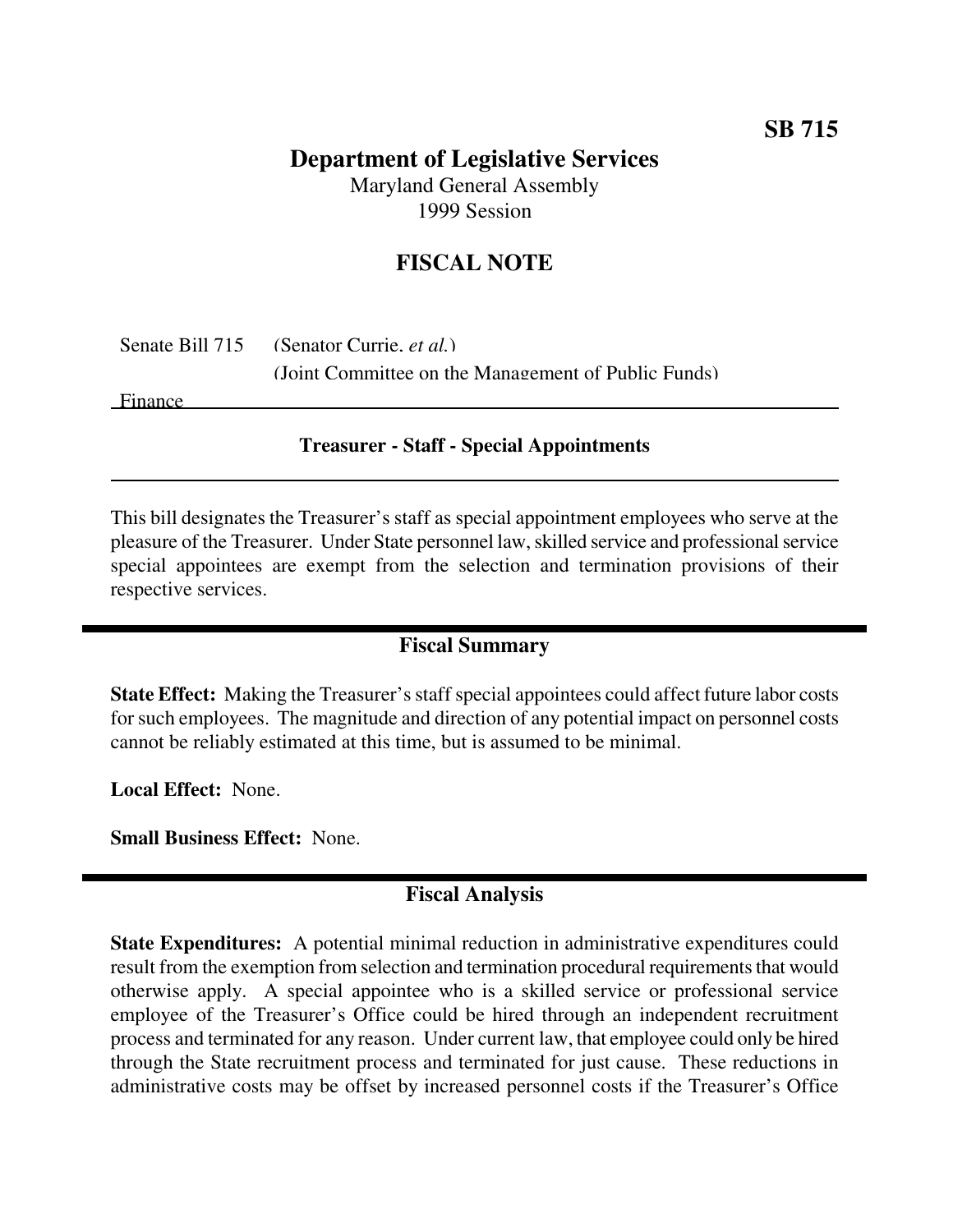**SB 715**

# Department of Legislative Services

Maryland General Assembly
1999 Session

## FISCAL NOTE

Senate Bill 715 (Senator Currie, *et al.*)
(Joint Committee on the Management of Public Funds)
Finance

### Treasurer - Staff - Special Appointments

This bill designates the Treasurer's staff as special appointment employees who serve at the pleasure of the Treasurer. Under State personnel law, skilled service and professional service special appointees are exempt from the selection and termination provisions of their respective services.

## Fiscal Summary

**State Effect:** Making the Treasurer's staff special appointees could affect future labor costs for such employees. The magnitude and direction of any potential impact on personnel costs cannot be reliably estimated at this time, but is assumed to be minimal.

**Local Effect:** None.

**Small Business Effect:** None.

## Fiscal Analysis

**State Expenditures:** A potential minimal reduction in administrative expenditures could result from the exemption from selection and termination procedural requirements that would otherwise apply. A special appointee who is a skilled service or professional service employee of the Treasurer's Office could be hired through an independent recruitment process and terminated for any reason. Under current law, that employee could only be hired through the State recruitment process and terminated for just cause. These reductions in administrative costs may be offset by increased personnel costs if the Treasurer's Office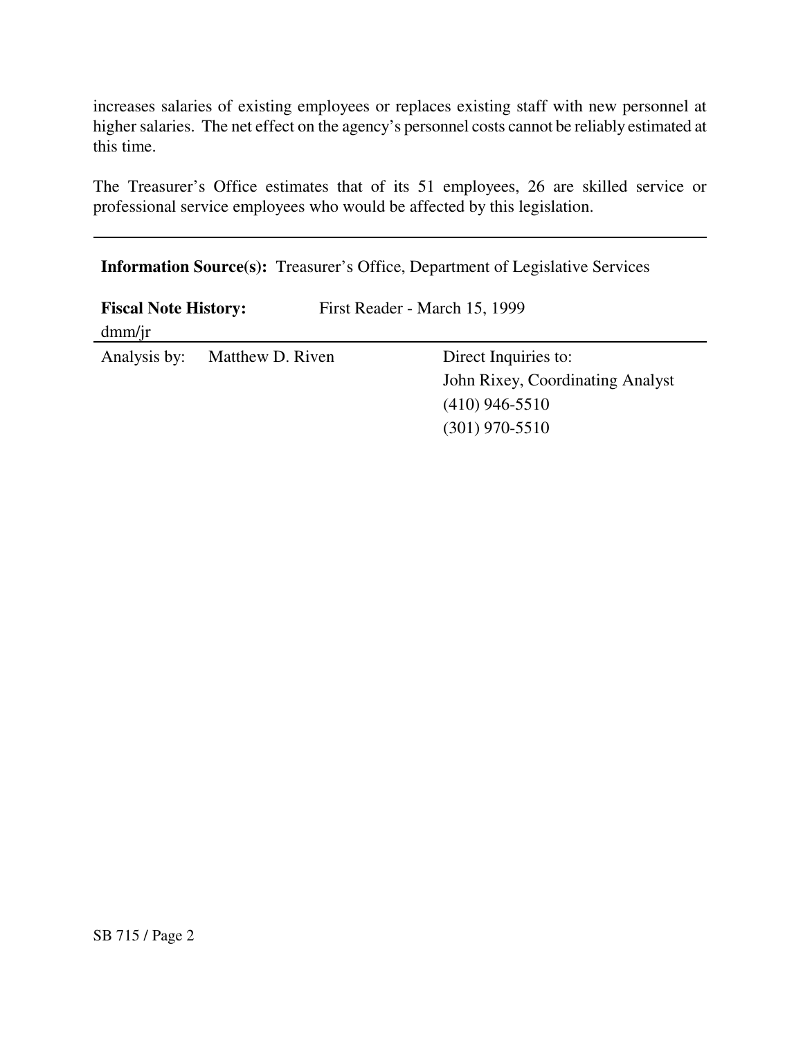increases salaries of existing employees or replaces existing staff with new personnel at higher salaries. The net effect on the agency's personnel costs cannot be reliably estimated at this time.

The Treasurer's Office estimates that of its 51 employees, 26 are skilled service or professional service employees who would be affected by this legislation.

---

**Information Source(s):** Treasurer's Office, Department of Legislative Services

**Fiscal Note History:** First Reader - March 15, 1999
dmm/jr

---

Analysis by: Matthew D. Riven

Direct Inquiries to:
John Rixey, Coordinating Analyst
(410) 946-5510
(301) 970-5510